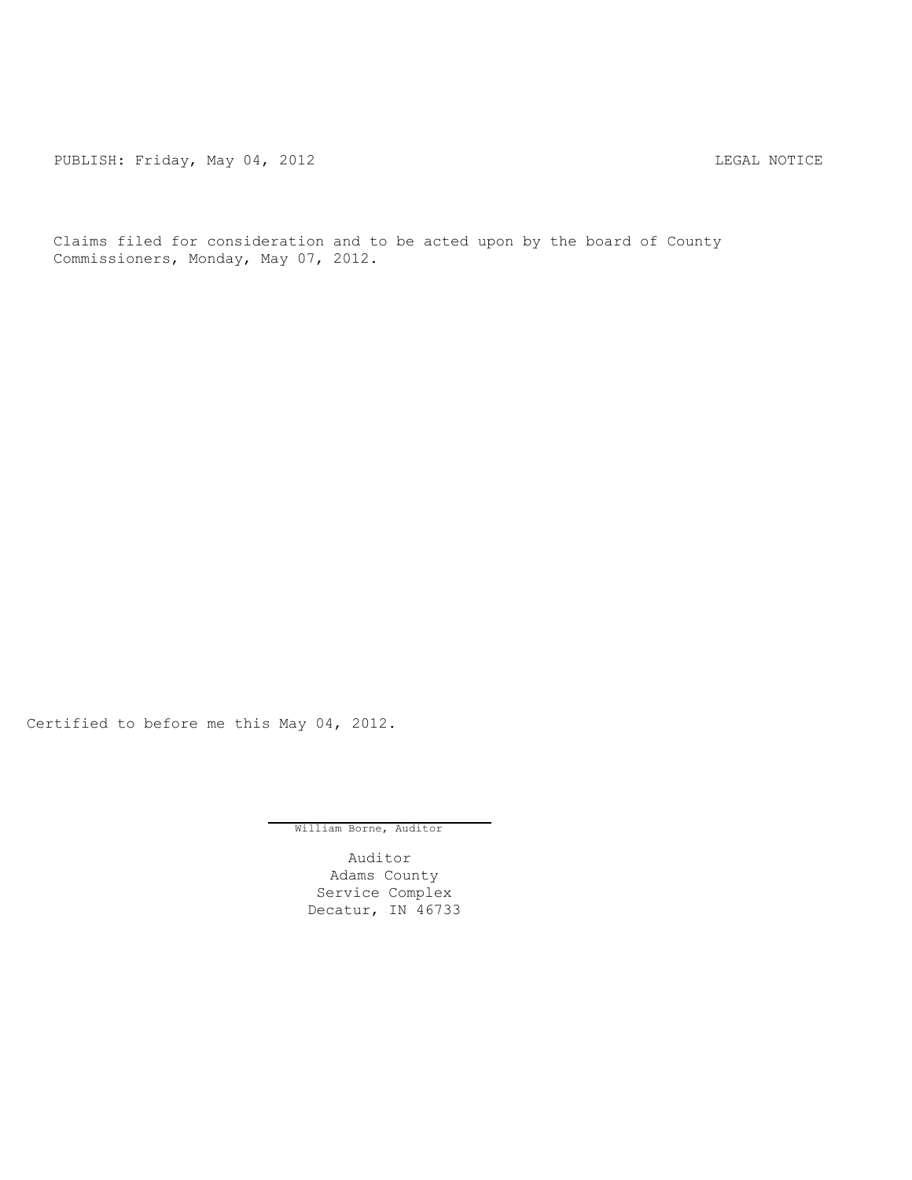PUBLISH: Friday, May 04, 2012 LEGAL NOTICE

Claims filed for consideration and to be acted upon by the board of County Commissioners, Monday, May 07, 2012.

Certified to before me this May 04, 2012.

William Borne, Auditor

Auditor
Adams County
Service Complex
Decatur, IN 46733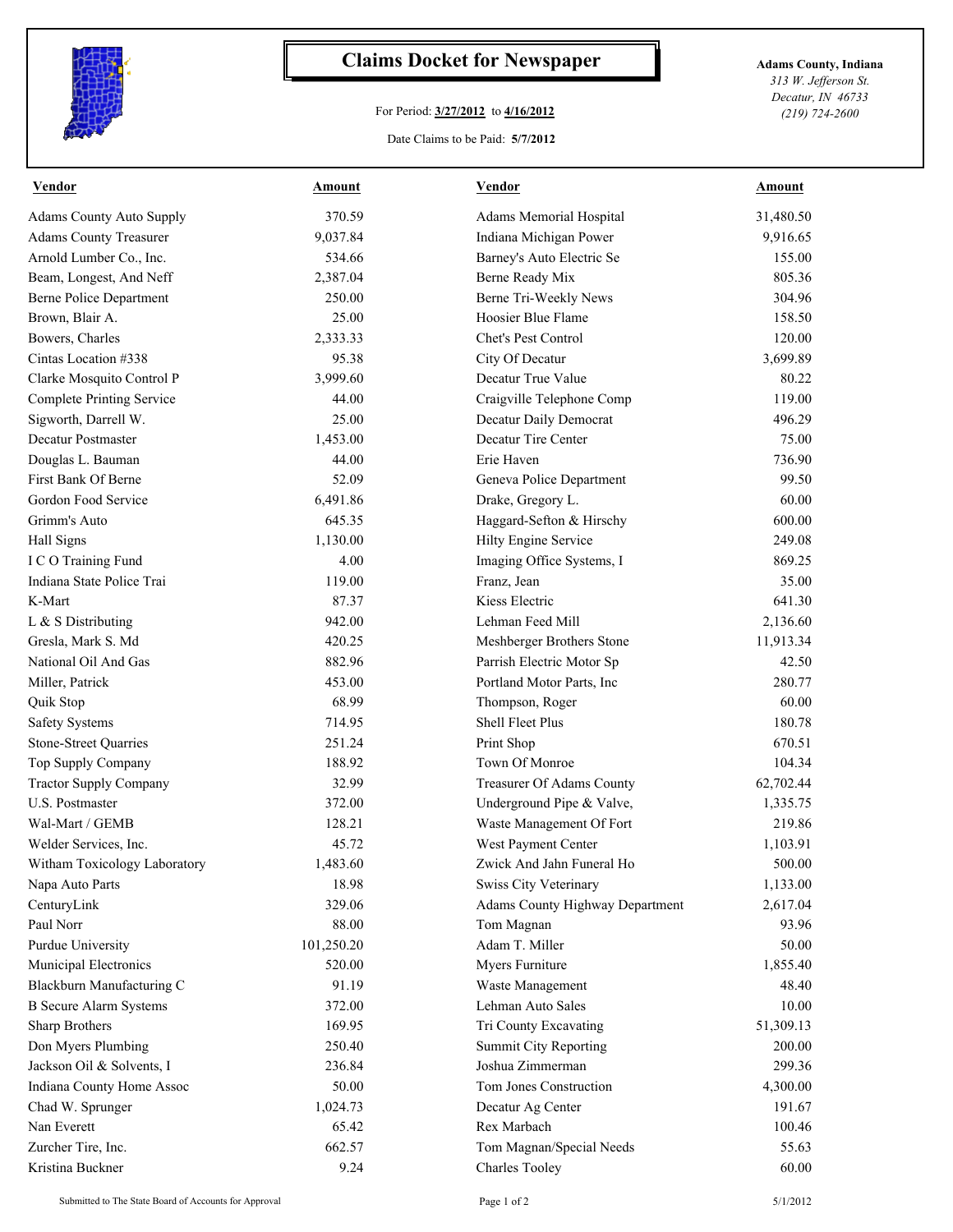# Claims Docket for Newspaper

For Period: **3/27/2012** to **4/16/2012**

Date Claims to be Paid: **5/7/2012**

**Adams County, Indiana**
*313 W. Jefferson St.*
*Decatur, IN 46733*
*(219) 724-2600*

| Vendor | Amount | Vendor | Amount |
|---|---|---|---|
| Adams County Auto Supply | 370.59 | Adams Memorial Hospital | 31,480.50 |
| Adams County Treasurer | 9,037.84 | Indiana Michigan Power | 9,916.65 |
| Arnold Lumber Co., Inc. | 534.66 | Barney's Auto Electric Se | 155.00 |
| Beam, Longest, And Neff | 2,387.04 | Berne Ready Mix | 805.36 |
| Berne Police Department | 250.00 | Berne Tri-Weekly News | 304.96 |
| Brown, Blair A. | 25.00 | Hoosier Blue Flame | 158.50 |
| Bowers, Charles | 2,333.33 | Chet's Pest Control | 120.00 |
| Cintas Location #338 | 95.38 | City Of Decatur | 3,699.89 |
| Clarke Mosquito Control P | 3,999.60 | Decatur True Value | 80.22 |
| Complete Printing Service | 44.00 | Craigville Telephone Comp | 119.00 |
| Sigworth, Darrell W. | 25.00 | Decatur Daily Democrat | 496.29 |
| Decatur Postmaster | 1,453.00 | Decatur Tire Center | 75.00 |
| Douglas L. Bauman | 44.00 | Erie Haven | 736.90 |
| First Bank Of Berne | 52.09 | Geneva Police Department | 99.50 |
| Gordon Food Service | 6,491.86 | Drake, Gregory L. | 60.00 |
| Grimm's Auto | 645.35 | Haggard-Sefton & Hirschy | 600.00 |
| Hall Signs | 1,130.00 | Hilty Engine Service | 249.08 |
| I C O Training Fund | 4.00 | Imaging Office Systems, I | 869.25 |
| Indiana State Police Trai | 119.00 | Franz, Jean | 35.00 |
| K-Mart | 87.37 | Kiess Electric | 641.30 |
| L & S Distributing | 942.00 | Lehman Feed Mill | 2,136.60 |
| Gresla, Mark S. Md | 420.25 | Meshberger Brothers Stone | 11,913.34 |
| National Oil And Gas | 882.96 | Parrish Electric Motor Sp | 42.50 |
| Miller, Patrick | 453.00 | Portland Motor Parts, Inc | 280.77 |
| Quik Stop | 68.99 | Thompson, Roger | 60.00 |
| Safety Systems | 714.95 | Shell Fleet Plus | 180.78 |
| Stone-Street Quarries | 251.24 | Print Shop | 670.51 |
| Top Supply Company | 188.92 | Town Of Monroe | 104.34 |
| Tractor Supply Company | 32.99 | Treasurer Of Adams County | 62,702.44 |
| U.S. Postmaster | 372.00 | Underground Pipe & Valve, | 1,335.75 |
| Wal-Mart / GEMB | 128.21 | Waste Management Of Fort | 219.86 |
| Welder Services, Inc. | 45.72 | West Payment Center | 1,103.91 |
| Witham Toxicology Laboratory | 1,483.60 | Zwick And Jahn Funeral Ho | 500.00 |
| Napa Auto Parts | 18.98 | Swiss City Veterinary | 1,133.00 |
| CenturyLink | 329.06 | Adams County Highway Department | 2,617.04 |
| Paul Norr | 88.00 | Tom Magnan | 93.96 |
| Purdue University | 101,250.20 | Adam T. Miller | 50.00 |
| Municipal Electronics | 520.00 | Myers Furniture | 1,855.40 |
| Blackburn Manufacturing C | 91.19 | Waste Management | 48.40 |
| B Secure Alarm Systems | 372.00 | Lehman Auto Sales | 10.00 |
| Sharp Brothers | 169.95 | Tri County Excavating | 51,309.13 |
| Don Myers Plumbing | 250.40 | Summit City Reporting | 200.00 |
| Jackson Oil & Solvents, I | 236.84 | Joshua Zimmerman | 299.36 |
| Indiana County Home Assoc | 50.00 | Tom Jones Construction | 4,300.00 |
| Chad W. Sprunger | 1,024.73 | Decatur Ag Center | 191.67 |
| Nan Everett | 65.42 | Rex Marbach | 100.46 |
| Zurcher Tire, Inc. | 662.57 | Tom Magnan/Special Needs | 55.63 |
| Kristina Buckner | 9.24 | Charles Tooley | 60.00 |

Submitted to The State Board of Accounts for Approval — 5/1/2012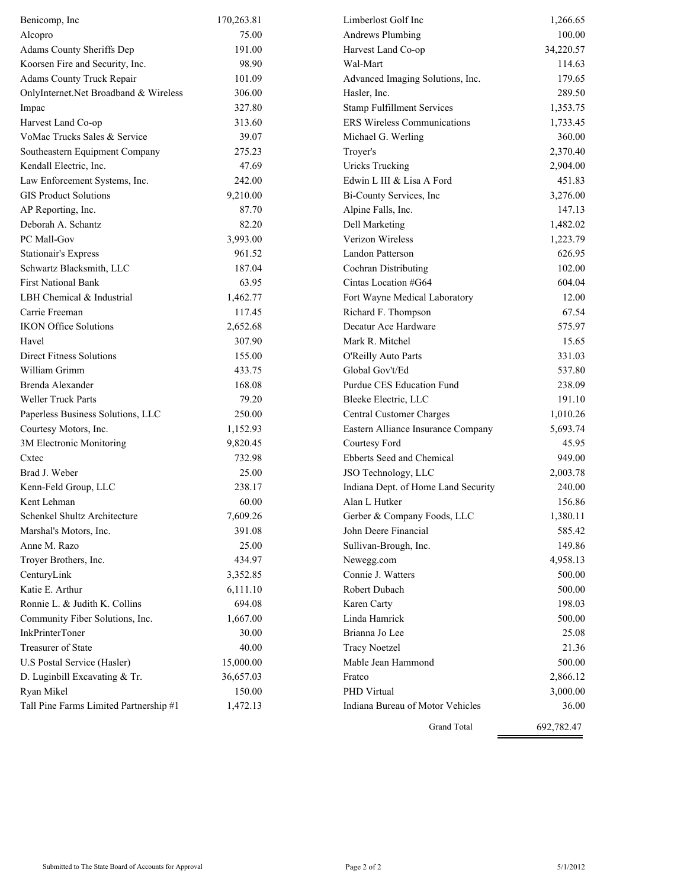| | | | |
|---|---|---|---|
| Benicomp, Inc | 170,263.81 | Limberlost Golf Inc | 1,266.65 |
| Alcopro | 75.00 | Andrews Plumbing | 100.00 |
| Adams County Sheriffs Dep | 191.00 | Harvest Land Co-op | 34,220.57 |
| Koorsen Fire and Security, Inc. | 98.90 | Wal-Mart | 114.63 |
| Adams County Truck Repair | 101.09 | Advanced Imaging Solutions, Inc. | 179.65 |
| OnlyInternet.Net Broadband & Wireless | 306.00 | Hasler, Inc. | 289.50 |
| Impac | 327.80 | Stamp Fulfillment Services | 1,353.75 |
| Harvest Land Co-op | 313.60 | ERS Wireless Communications | 1,733.45 |
| VoMac Trucks Sales & Service | 39.07 | Michael G. Werling | 360.00 |
| Southeastern Equipment Company | 275.23 | Troyer's | 2,370.40 |
| Kendall Electric, Inc. | 47.69 | Uricks Trucking | 2,904.00 |
| Law Enforcement Systems, Inc. | 242.00 | Edwin L III & Lisa A Ford | 451.83 |
| GIS Product Solutions | 9,210.00 | Bi-County Services, Inc | 3,276.00 |
| AP Reporting, Inc. | 87.70 | Alpine Falls, Inc. | 147.13 |
| Deborah A. Schantz | 82.20 | Dell Marketing | 1,482.02 |
| PC Mall-Gov | 3,993.00 | Verizon Wireless | 1,223.79 |
| Stationair's Express | 961.52 | Landon Patterson | 626.95 |
| Schwartz Blacksmith, LLC | 187.04 | Cochran Distributing | 102.00 |
| First National Bank | 63.95 | Cintas Location #G64 | 604.04 |
| LBH Chemical & Industrial | 1,462.77 | Fort Wayne Medical Laboratory | 12.00 |
| Carrie Freeman | 117.45 | Richard F. Thompson | 67.54 |
| IKON Office Solutions | 2,652.68 | Decatur Ace Hardware | 575.97 |
| Havel | 307.90 | Mark R. Mitchel | 15.65 |
| Direct Fitness Solutions | 155.00 | O'Reilly Auto Parts | 331.03 |
| William Grimm | 433.75 | Global Gov't/Ed | 537.80 |
| Brenda Alexander | 168.08 | Purdue CES Education Fund | 238.09 |
| Weller Truck Parts | 79.20 | Bleeke Electric, LLC | 191.10 |
| Paperless Business Solutions, LLC | 250.00 | Central Customer Charges | 1,010.26 |
| Courtesy Motors, Inc. | 1,152.93 | Eastern Alliance Insurance Company | 5,693.74 |
| 3M Electronic Monitoring | 9,820.45 | Courtesy Ford | 45.95 |
| Cxtec | 732.98 | Ebberts Seed and Chemical | 949.00 |
| Brad J. Weber | 25.00 | JSO Technology, LLC | 2,003.78 |
| Kenn-Feld Group, LLC | 238.17 | Indiana Dept. of Home Land Security | 240.00 |
| Kent Lehman | 60.00 | Alan L Hutker | 156.86 |
| Schenkel Shultz Architecture | 7,609.26 | Gerber & Company Foods, LLC | 1,380.11 |
| Marshal's Motors, Inc. | 391.08 | John Deere Financial | 585.42 |
| Anne M. Razo | 25.00 | Sullivan-Brough, Inc. | 149.86 |
| Troyer Brothers, Inc. | 434.97 | Newegg.com | 4,958.13 |
| CenturyLink | 3,352.85 | Connie J. Watters | 500.00 |
| Katie E. Arthur | 6,111.10 | Robert Dubach | 500.00 |
| Ronnie L. & Judith K. Collins | 694.08 | Karen Carty | 198.03 |
| Community Fiber Solutions, Inc. | 1,667.00 | Linda Hamrick | 500.00 |
| InkPrinterToner | 30.00 | Brianna Jo Lee | 25.08 |
| Treasurer of State | 40.00 | Tracy Noetzel | 21.36 |
| U.S Postal Service (Hasler) | 15,000.00 | Mable Jean Hammond | 500.00 |
| D. Luginbill Excavating & Tr. | 36,657.03 | Fratco | 2,866.12 |
| Ryan Mikel | 150.00 | PHD Virtual | 3,000.00 |
| Tall Pine Farms Limited Partnership #1 | 1,472.13 | Indiana Bureau of Motor Vehicles | 36.00 |
| | | Grand Total | 692,782.47 |

Submitted to The State Board of Accounts for Approval

5/1/2012